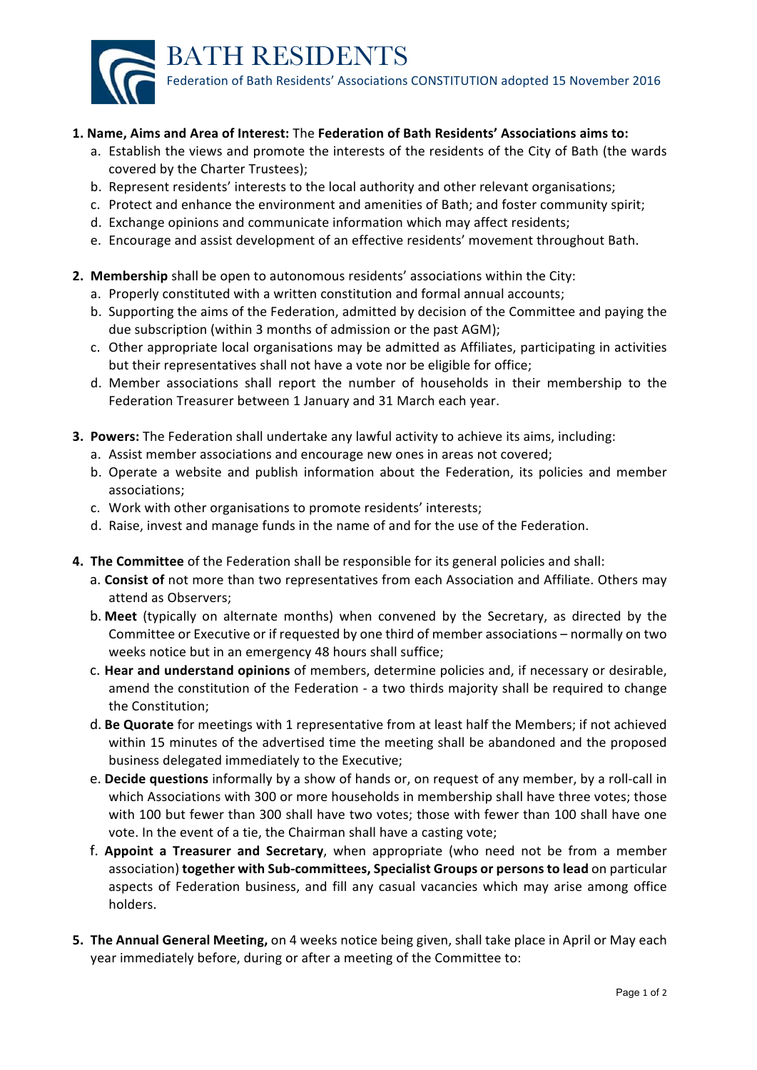# BATH RESIDENTS

Federation of Bath Residents' Associations CONSTITUTION adopted 15 November 2016

**1. Name, Aims and Area of Interest:** The **Federation of Bath Residents' Associations aims to:**

a. Establish the views and promote the interests of the residents of the City of Bath (the wards covered by the Charter Trustees);
b. Represent residents' interests to the local authority and other relevant organisations;
c. Protect and enhance the environment and amenities of Bath; and foster community spirit;
d. Exchange opinions and communicate information which may affect residents;
e. Encourage and assist development of an effective residents' movement throughout Bath.

**2. Membership** shall be open to autonomous residents' associations within the City:

a. Properly constituted with a written constitution and formal annual accounts;
b. Supporting the aims of the Federation, admitted by decision of the Committee and paying the due subscription (within 3 months of admission or the past AGM);
c. Other appropriate local organisations may be admitted as Affiliates, participating in activities but their representatives shall not have a vote nor be eligible for office;
d. Member associations shall report the number of households in their membership to the Federation Treasurer between 1 January and 31 March each year.

**3. Powers:** The Federation shall undertake any lawful activity to achieve its aims, including:

a. Assist member associations and encourage new ones in areas not covered;
b. Operate a website and publish information about the Federation, its policies and member associations;
c. Work with other organisations to promote residents' interests;
d. Raise, invest and manage funds in the name of and for the use of the Federation.

**4. The Committee** of the Federation shall be responsible for its general policies and shall:

a. **Consist of** not more than two representatives from each Association and Affiliate. Others may attend as Observers;
b. **Meet** (typically on alternate months) when convened by the Secretary, as directed by the Committee or Executive or if requested by one third of member associations – normally on two weeks notice but in an emergency 48 hours shall suffice;
c. **Hear and understand opinions** of members, determine policies and, if necessary or desirable, amend the constitution of the Federation - a two thirds majority shall be required to change the Constitution;
d. **Be Quorate** for meetings with 1 representative from at least half the Members; if not achieved within 15 minutes of the advertised time the meeting shall be abandoned and the proposed business delegated immediately to the Executive;
e. **Decide questions** informally by a show of hands or, on request of any member, by a roll-call in which Associations with 300 or more households in membership shall have three votes; those with 100 but fewer than 300 shall have two votes; those with fewer than 100 shall have one vote. In the event of a tie, the Chairman shall have a casting vote;
f. **Appoint a Treasurer and Secretary**, when appropriate (who need not be from a member association) **together with Sub-committees, Specialist Groups or persons to lead** on particular aspects of Federation business, and fill any casual vacancies which may arise among office holders.

**5. The Annual General Meeting,** on 4 weeks notice being given, shall take place in April or May each year immediately before, during or after a meeting of the Committee to: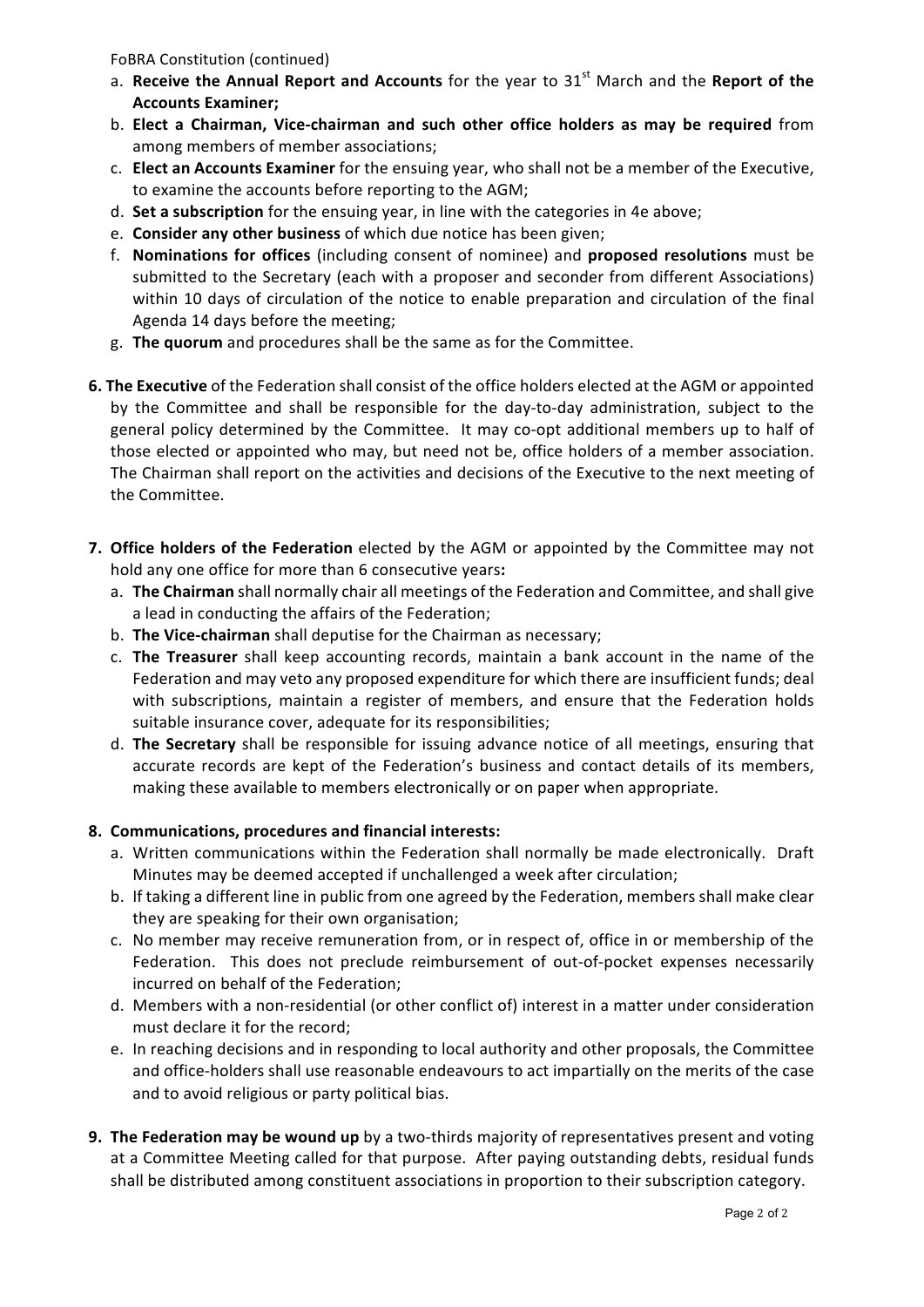FoBRA Constitution (continued)

a. **Receive the Annual Report and Accounts** for the year to 31st March and the **Report of the Accounts Examiner;**
b. **Elect a Chairman, Vice-chairman and such other office holders as may be required** from among members of member associations;
c. **Elect an Accounts Examiner** for the ensuing year, who shall not be a member of the Executive, to examine the accounts before reporting to the AGM;
d. **Set a subscription** for the ensuing year, in line with the categories in 4e above;
e. **Consider any other business** of which due notice has been given;
f. **Nominations for offices** (including consent of nominee) and **proposed resolutions** must be submitted to the Secretary (each with a proposer and seconder from different Associations) within 10 days of circulation of the notice to enable preparation and circulation of the final Agenda 14 days before the meeting;
g. **The quorum** and procedures shall be the same as for the Committee.

**6. The Executive** of the Federation shall consist of the office holders elected at the AGM or appointed by the Committee and shall be responsible for the day-to-day administration, subject to the general policy determined by the Committee. It may co-opt additional members up to half of those elected or appointed who may, but need not be, office holders of a member association. The Chairman shall report on the activities and decisions of the Executive to the next meeting of the Committee.

**7. Office holders of the Federation** elected by the AGM or appointed by the Committee may not hold any one office for more than 6 consecutive years**:**

a. **The Chairman** shall normally chair all meetings of the Federation and Committee, and shall give a lead in conducting the affairs of the Federation;
b. **The Vice-chairman** shall deputise for the Chairman as necessary;
c. **The Treasurer** shall keep accounting records, maintain a bank account in the name of the Federation and may veto any proposed expenditure for which there are insufficient funds; deal with subscriptions, maintain a register of members, and ensure that the Federation holds suitable insurance cover, adequate for its responsibilities;
d. **The Secretary** shall be responsible for issuing advance notice of all meetings, ensuring that accurate records are kept of the Federation's business and contact details of its members, making these available to members electronically or on paper when appropriate.

**8. Communications, procedures and financial interests:**

a. Written communications within the Federation shall normally be made electronically. Draft Minutes may be deemed accepted if unchallenged a week after circulation;
b. If taking a different line in public from one agreed by the Federation, members shall make clear they are speaking for their own organisation;
c. No member may receive remuneration from, or in respect of, office in or membership of the Federation. This does not preclude reimbursement of out-of-pocket expenses necessarily incurred on behalf of the Federation;
d. Members with a non-residential (or other conflict of) interest in a matter under consideration must declare it for the record;
e. In reaching decisions and in responding to local authority and other proposals, the Committee and office-holders shall use reasonable endeavours to act impartially on the merits of the case and to avoid religious or party political bias.

**9. The Federation may be wound up** by a two-thirds majority of representatives present and voting at a Committee Meeting called for that purpose. After paying outstanding debts, residual funds shall be distributed among constituent associations in proportion to their subscription category.